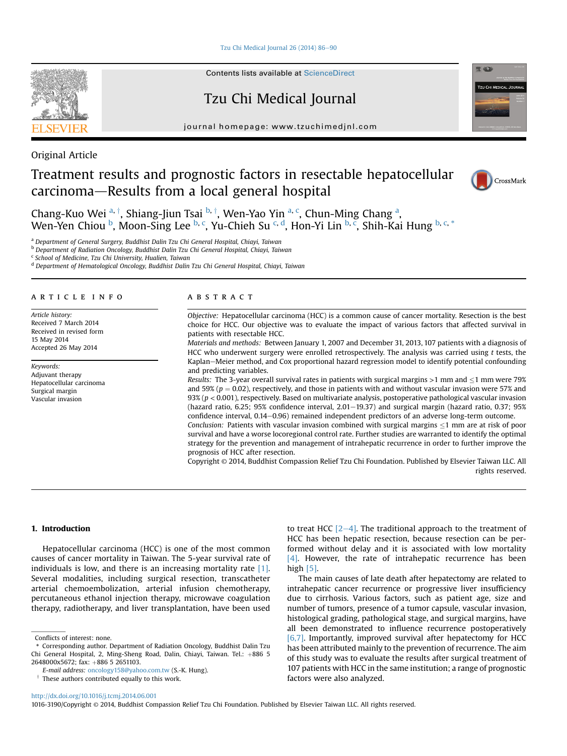Original Article

# Treatment results and prognostic factors in resectable hepatocellular carcinoma—Results from a local general hospital

Chang-Kuo Wei [a, †], Shiang-Jiun Tsai [b, †], Wen-Yao Yin [a, c], Chun-Ming Chang [a], Wen-Yen Chiou [b], Moon-Sing Lee [b, c], Yu-Chieh Su [c, d], Hon-Yi Lin [b, c], Shih-Kai Hung [b, c, *]

[a] Department of General Surgery, Buddhist Dalin Tzu Chi General Hospital, Chiayi, Taiwan
[b] Department of Radiation Oncology, Buddhist Dalin Tzu Chi General Hospital, Chiayi, Taiwan
[c] School of Medicine, Tzu Chi University, Hualien, Taiwan
[d] Department of Hematological Oncology, Buddhist Dalin Tzu Chi General Hospital, Chiayi, Taiwan

## ARTICLE INFO

*Article history:*
Received 7 March 2014
Received in revised form
15 May 2014
Accepted 26 May 2014

*Keywords:*
Adjuvant therapy
Hepatocellular carcinoma
Surgical margin
Vascular invasion

## ABSTRACT

*Objective:* Hepatocellular carcinoma (HCC) is a common cause of cancer mortality. Resection is the best choice for HCC. Our objective was to evaluate the impact of various factors that affected survival in patients with resectable HCC.

*Materials and methods:* Between January 1, 2007 and December 31, 2013, 107 patients with a diagnosis of HCC who underwent surgery were enrolled retrospectively. The analysis was carried using *t* tests, the Kaplan–Meier method, and Cox proportional hazard regression model to identify potential confounding and predicting variables.

*Results:* The 3-year overall survival rates in patients with surgical margins >1 mm and ≤1 mm were 79% and 59% ($p = 0.02$), respectively, and those in patients with and without vascular invasion were 57% and 93% ($p < 0.001$), respectively. Based on multivariate analysis, postoperative pathological vascular invasion (hazard ratio, 6.25; 95% confidence interval, 2.01–19.37) and surgical margin (hazard ratio, 0.37; 95% confidence interval, 0.14–0.96) remained independent predictors of an adverse long-term outcome.

*Conclusion:* Patients with vascular invasion combined with surgical margins ≤1 mm are at risk of poor survival and have a worse locoregional control rate. Further studies are warranted to identify the optimal strategy for the prevention and management of intrahepatic recurrence in order to further improve the prognosis of HCC after resection.

Copyright © 2014, Buddhist Compassion Relief Tzu Chi Foundation. Published by Elsevier Taiwan LLC. All rights reserved.

## 1. Introduction

Hepatocellular carcinoma (HCC) is one of the most common causes of cancer mortality in Taiwan. The 5-year survival rate of individuals is low, and there is an increasing mortality rate [1]. Several modalities, including surgical resection, transcatheter arterial chemoembolization, arterial infusion chemotherapy, percutaneous ethanol injection therapy, microwave coagulation therapy, radiotherapy, and liver transplantation, have been used to treat HCC [2–4]. The traditional approach to the treatment of HCC has been hepatic resection, because resection can be performed without delay and it is associated with low mortality [4]. However, the rate of intrahepatic recurrence has been high [5].

The main causes of late death after hepatectomy are related to intrahepatic cancer recurrence or progressive liver insufficiency due to cirrhosis. Various factors, such as patient age, size and number of tumors, presence of a tumor capsule, vascular invasion, histological grading, pathological stage, and surgical margins, have all been demonstrated to influence recurrence postoperatively [6,7]. Importantly, improved survival after hepatectomy for HCC has been attributed mainly to the prevention of recurrence. The aim of this study was to evaluate the results after surgical treatment of 107 patients with HCC in the same institution; a range of prognostic factors were also analyzed.

Conflicts of interest: none.

\* Corresponding author. Department of Radiation Oncology, Buddhist Dalin Tzu Chi General Hospital, 2, Ming-Sheng Road, Dalin, Chiayi, Taiwan. Tel.: +886 5 2648000x5672; fax: +886 5 2651103.

*E-mail address:* oncology158@yahoo.com.tw (S.-K. Hung).

† These authors contributed equally to this work.

http://dx.doi.org/10.1016/j.tcmj.2014.06.001
1016-3190/Copyright © 2014, Buddhist Compassion Relief Tzu Chi Foundation. Published by Elsevier Taiwan LLC. All rights reserved.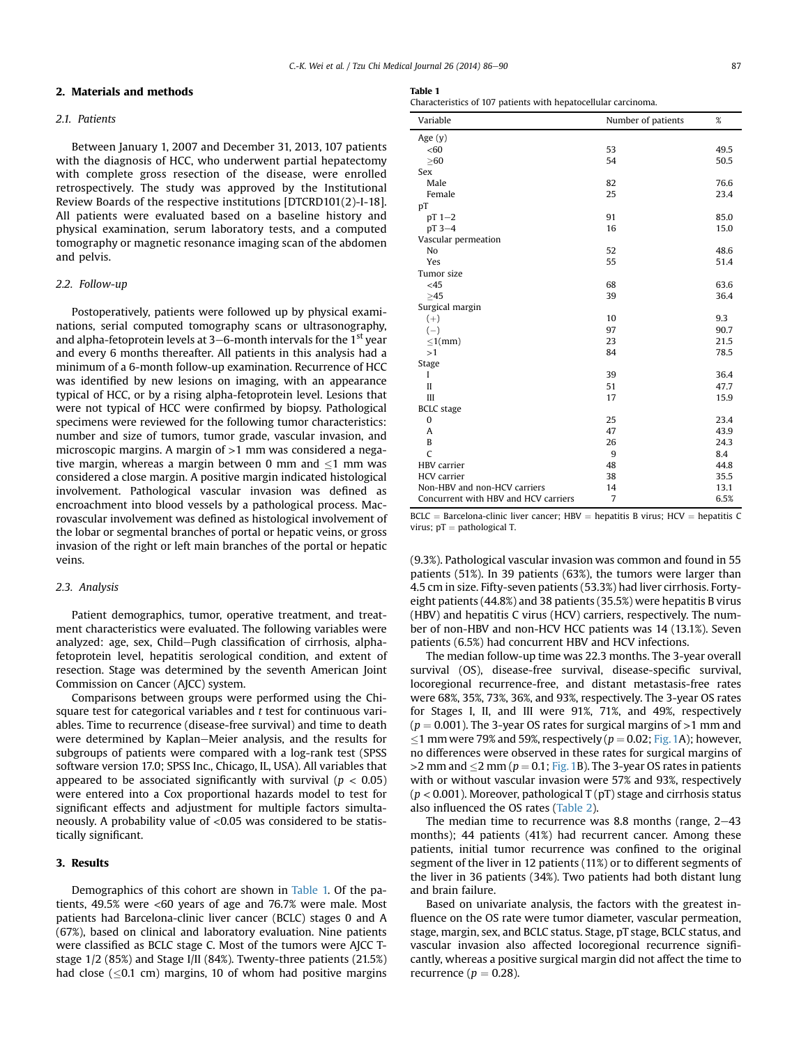## 2. Materials and methods

### 2.1. Patients

Between January 1, 2007 and December 31, 2013, 107 patients with the diagnosis of HCC, who underwent partial hepatectomy with complete gross resection of the disease, were enrolled retrospectively. The study was approved by the Institutional Review Boards of the respective institutions [DTCRD101(2)-I-18]. All patients were evaluated based on a baseline history and physical examination, serum laboratory tests, and a computed tomography or magnetic resonance imaging scan of the abdomen and pelvis.

### 2.2. Follow-up

Postoperatively, patients were followed up by physical examinations, serial computed tomography scans or ultrasonography, and alpha-fetoprotein levels at 3–6-month intervals for the 1st year and every 6 months thereafter. All patients in this analysis had a minimum of a 6-month follow-up examination. Recurrence of HCC was identified by new lesions on imaging, with an appearance typical of HCC, or by a rising alpha-fetoprotein level. Lesions that were not typical of HCC were confirmed by biopsy. Pathological specimens were reviewed for the following tumor characteristics: number and size of tumors, tumor grade, vascular invasion, and microscopic margins. A margin of >1 mm was considered a negative margin, whereas a margin between 0 mm and ≤1 mm was considered a close margin. A positive margin indicated histological involvement. Pathological vascular invasion was defined as encroachment into blood vessels by a pathological process. Macrovascular involvement was defined as histological involvement of the lobar or segmental branches of portal or hepatic veins, or gross invasion of the right or left main branches of the portal or hepatic veins.

### 2.3. Analysis

Patient demographics, tumor, operative treatment, and treatment characteristics were evaluated. The following variables were analyzed: age, sex, Child–Pugh classification of cirrhosis, alpha-fetoprotein level, hepatitis serological condition, and extent of resection. Stage was determined by the seventh American Joint Commission on Cancer (AJCC) system.

Comparisons between groups were performed using the Chi-square test for categorical variables and *t* test for continuous variables. Time to recurrence (disease-free survival) and time to death were determined by Kaplan–Meier analysis, and the results for subgroups of patients were compared with a log-rank test (SPSS software version 17.0; SPSS Inc., Chicago, IL, USA). All variables that appeared to be associated significantly with survival ($p < 0.05$) were entered into a Cox proportional hazards model to test for significant effects and adjustment for multiple factors simultaneously. A probability value of <0.05 was considered to be statistically significant.

## 3. Results

Demographics of this cohort are shown in Table 1. Of the patients, 49.5% were <60 years of age and 76.7% were male. Most patients had Barcelona-clinic liver cancer (BCLC) stages 0 and A (67%), based on clinical and laboratory evaluation. Nine patients were classified as BCLC stage C. Most of the tumors were AJCC T-stage 1/2 (85%) and Stage I/II (84%). Twenty-three patients (21.5%) had close (≤0.1 cm) margins, 10 of whom had positive margins (9.3%). Pathological vascular invasion was common and found in 55 patients (51%). In 39 patients (63%), the tumors were larger than 4.5 cm in size. Fifty-seven patients (53.3%) had liver cirrhosis. Forty-eight patients (44.8%) and 38 patients (35.5%) were hepatitis B virus (HBV) and hepatitis C virus (HCV) carriers, respectively. The number of non-HBV and non-HCV HCC patients was 14 (13.1%). Seven patients (6.5%) had concurrent HBV and HCV infections.

**Table 1**
Characteristics of 107 patients with hepatocellular carcinoma.

| Variable | Number of patients | % |
|---|---|---|
| Age (y) | | |
| <60 | 53 | 49.5 |
| ≥60 | 54 | 50.5 |
| Sex | | |
| Male | 82 | 76.6 |
| Female | 25 | 23.4 |
| pT | | |
| pT 1–2 | 91 | 85.0 |
| pT 3–4 | 16 | 15.0 |
| Vascular permeation | | |
| No | 52 | 48.6 |
| Yes | 55 | 51.4 |
| Tumor size | | |
| <45 | 68 | 63.6 |
| ≥45 | 39 | 36.4 |
| Surgical margin | | |
| (+) | 10 | 9.3 |
| (−) | 97 | 90.7 |
| ≤1(mm) | 23 | 21.5 |
| >1 | 84 | 78.5 |
| Stage | | |
| I | 39 | 36.4 |
| II | 51 | 47.7 |
| III | 17 | 15.9 |
| BCLC stage | | |
| 0 | 25 | 23.4 |
| A | 47 | 43.9 |
| B | 26 | 24.3 |
| C | 9 | 8.4 |
| HBV carrier | 48 | 44.8 |
| HCV carrier | 38 | 35.5 |
| Non-HBV and non-HCV carriers | 14 | 13.1 |
| Concurrent with HBV and HCV carriers | 7 | 6.5% |

BCLC = Barcelona-clinic liver cancer; HBV = hepatitis B virus; HCV = hepatitis C virus; pT = pathological T.

The median follow-up time was 22.3 months. The 3-year overall survival (OS), disease-free survival, disease-specific survival, locoregional recurrence-free, and distant metastasis-free rates were 68%, 35%, 73%, 36%, and 93%, respectively. The 3-year OS rates for Stages I, II, and III were 91%, 71%, and 49%, respectively ($p = 0.001$). The 3-year OS rates for surgical margins of >1 mm and ≤1 mm were 79% and 59%, respectively ($p = 0.02$; Fig. 1A); however, no differences were observed in these rates for surgical margins of >2 mm and ≤2 mm ($p = 0.1$; Fig. 1B). The 3-year OS rates in patients with or without vascular invasion were 57% and 93%, respectively ($p < 0.001$). Moreover, pathological T (pT) stage and cirrhosis status also influenced the OS rates (Table 2).

The median time to recurrence was 8.8 months (range, 2–43 months); 44 patients (41%) had recurrent cancer. Among these patients, initial tumor recurrence was confined to the original segment of the liver in 12 patients (11%) or to different segments of the liver in 36 patients (34%). Two patients had both distant lung and brain failure.

Based on univariate analysis, the factors with the greatest influence on the OS rate were tumor diameter, vascular permeation, stage, margin, sex, and BCLC status. Stage, pT stage, BCLC status, and vascular invasion also affected locoregional recurrence significantly, whereas a positive surgical margin did not affect the time to recurrence ($p = 0.28$).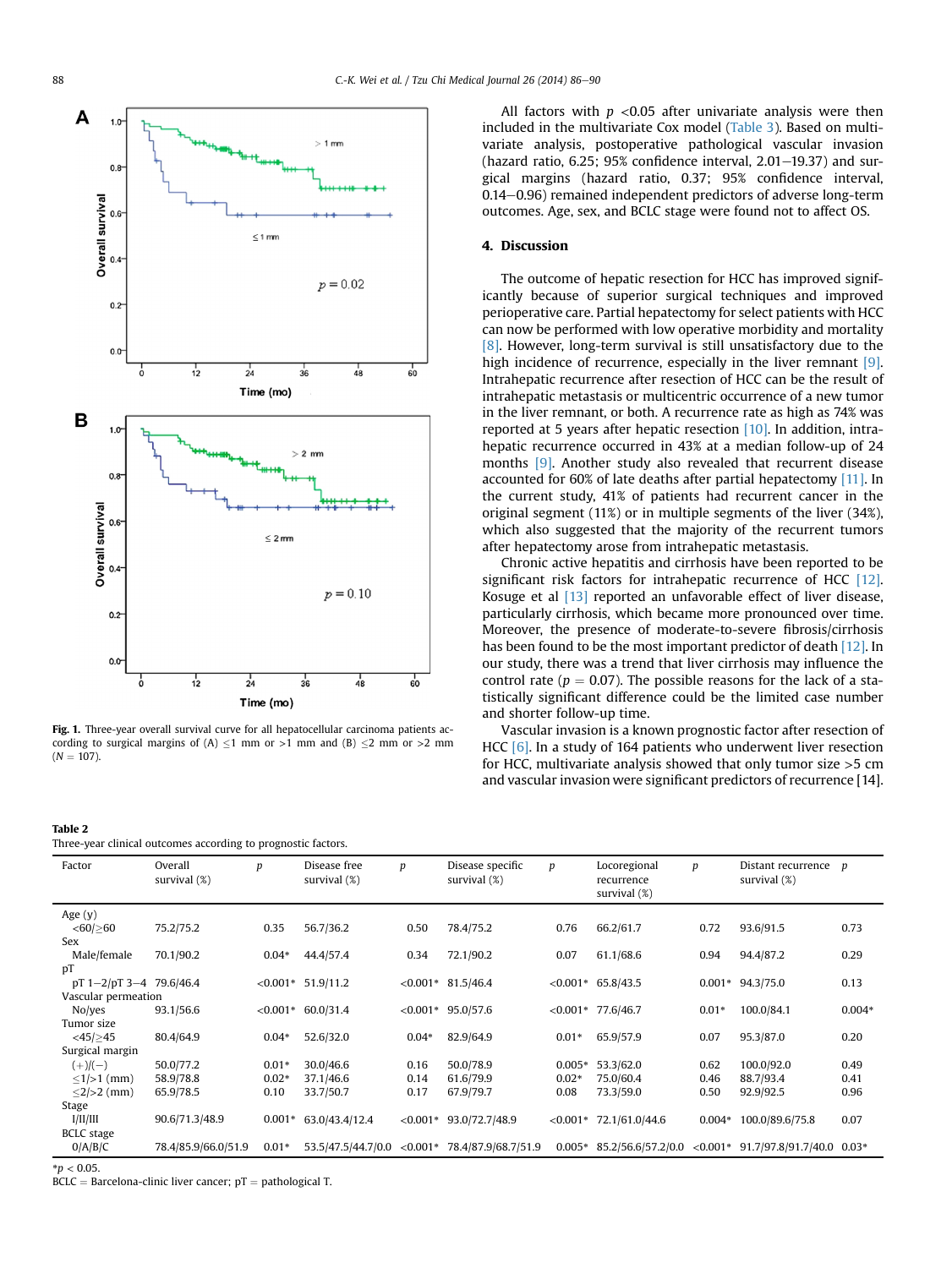Fig. 1. Three-year overall survival curve for all hepatocellular carcinoma patients according to surgical margins of (A) ≤1 mm or >1 mm and (B) ≤2 mm or >2 mm ($N = 107$).

All factors with $p$ <0.05 after univariate analysis were then included in the multivariate Cox model (Table 3). Based on multivariate analysis, postoperative pathological vascular invasion (hazard ratio, 6.25; 95% confidence interval, 2.01–19.37) and surgical margins (hazard ratio, 0.37; 95% confidence interval, 0.14–0.96) remained independent predictors of adverse long-term outcomes. Age, sex, and BCLC stage were found not to affect OS.

## 4. Discussion

The outcome of hepatic resection for HCC has improved significantly because of superior surgical techniques and improved perioperative care. Partial hepatectomy for select patients with HCC can now be performed with low operative morbidity and mortality [8]. However, long-term survival is still unsatisfactory due to the high incidence of recurrence, especially in the liver remnant [9]. Intrahepatic recurrence after resection of HCC can be the result of intrahepatic metastasis or multicentric occurrence of a new tumor in the liver remnant, or both. A recurrence rate as high as 74% was reported at 5 years after hepatic resection [10]. In addition, intrahepatic recurrence occurred in 43% at a median follow-up of 24 months [9]. Another study also revealed that recurrent disease accounted for 60% of late deaths after partial hepatectomy [11]. In the current study, 41% of patients had recurrent cancer in the original segment (11%) or in multiple segments of the liver (34%), which also suggested that the majority of the recurrent tumors after hepatectomy arose from intrahepatic metastasis.

Chronic active hepatitis and cirrhosis have been reported to be significant risk factors for intrahepatic recurrence of HCC [12]. Kosuge et al [13] reported an unfavorable effect of liver disease, particularly cirrhosis, which became more pronounced over time. Moreover, the presence of moderate-to-severe fibrosis/cirrhosis has been found to be the most important predictor of death [12]. In our study, there was a trend that liver cirrhosis may influence the control rate ($p = 0.07$). The possible reasons for the lack of a statistically significant difference could be the limited case number and shorter follow-up time.

Vascular invasion is a known prognostic factor after resection of HCC [6]. In a study of 164 patients who underwent liver resection for HCC, multivariate analysis showed that only tumor size >5 cm and vascular invasion were significant predictors of recurrence [14].

**Table 2**
Three-year clinical outcomes according to prognostic factors.

| Factor | Overall survival (%) | $p$ | Disease free survival (%) | $p$ | Disease specific survival (%) | $p$ | Locoregional recurrence survival (%) | $p$ | Distant recurrence survival (%) | $p$ |
|---|---|---|---|---|---|---|---|---|---|---|
| Age (y) | | | | | | | | | | |
| <60/≥60 | 75.2/75.2 | 0.35 | 56.7/36.2 | 0.50 | 78.4/75.2 | 0.76 | 66.2/61.7 | 0.72 | 93.6/91.5 | 0.73 |
| Sex | | | | | | | | | | |
| Male/female | 70.1/90.2 | 0.04* | 44.4/57.4 | 0.34 | 72.1/90.2 | 0.07 | 61.1/68.6 | 0.94 | 94.4/87.2 | 0.29 |
| pT | | | | | | | | | | |
| pT 1–2/pT 3–4 | 79.6/46.4 | <0.001* | 51.9/11.2 | <0.001* | 81.5/46.4 | <0.001* | 65.8/43.5 | 0.001* | 94.3/75.0 | 0.13 |
| Vascular permeation | | | | | | | | | | |
| No/yes | 93.1/56.6 | <0.001* | 60.0/31.4 | <0.001* | 95.0/57.6 | <0.001* | 77.6/46.7 | 0.01* | 100.0/84.1 | 0.004* |
| Tumor size | | | | | | | | | | |
| <45/≥45 | 80.4/64.9 | 0.04* | 52.6/32.0 | 0.04* | 82.9/64.9 | 0.01* | 65.9/57.9 | 0.07 | 95.3/87.0 | 0.20 |
| Surgical margin | | | | | | | | | | |
| (+)/(−) | 50.0/77.2 | 0.01* | 30.0/46.6 | 0.16 | 50.0/78.9 | 0.005* | 53.3/62.0 | 0.62 | 100.0/92.0 | 0.49 |
| ≤1/>1 (mm) | 58.9/78.8 | 0.02* | 37.1/46.6 | 0.14 | 61.6/79.9 | 0.02* | 75.0/60.4 | 0.46 | 88.7/93.4 | 0.41 |
| ≤2/>2 (mm) | 65.9/78.5 | 0.10 | 33.7/50.7 | 0.17 | 67.9/79.7 | 0.08 | 73.3/59.0 | 0.50 | 92.9/92.5 | 0.96 |
| Stage | | | | | | | | | | |
| I/II/III | 90.6/71.3/48.9 | 0.001* | 63.0/43.4/12.4 | <0.001* | 93.0/72.7/48.9 | <0.001* | 72.1/61.0/44.6 | 0.004* | 100.0/89.6/75.8 | 0.07 |
| BCLC stage | | | | | | | | | | |
| 0/A/B/C | 78.4/85.9/66.0/51.9 | 0.01* | 53.5/47.5/44.7/0.0 | <0.001* | 78.4/87.9/68.7/51.9 | 0.005* | 85.2/56.6/57.2/0.0 | <0.001* | 91.7/97.8/91.7/40.0 | 0.03* |

*$p < 0.05$.
BCLC = Barcelona-clinic liver cancer; pT = pathological T.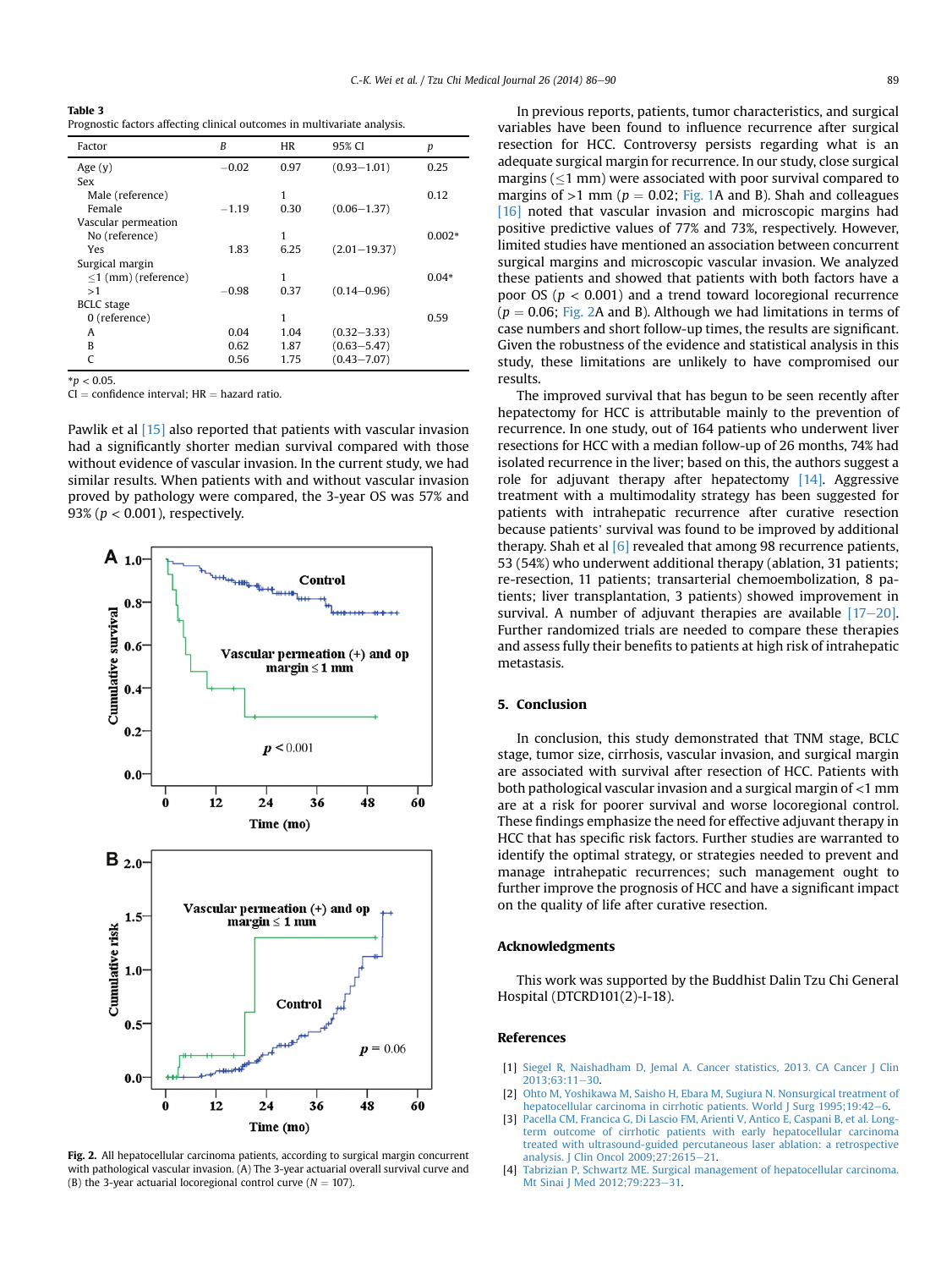**Table 3**
Prognostic factors affecting clinical outcomes in multivariate analysis.

| Factor | B | HR | 95% CI | p |
|---|---|---|---|---|
| Age (y) | −0.02 | 0.97 | (0.93−1.01) | 0.25 |
| Sex | | | | |
| Male (reference) | | 1 | | 0.12 |
| Female | −1.19 | 0.30 | (0.06−1.37) | |
| Vascular permeation | | | | |
| No (reference) | | 1 | | 0.002* |
| Yes | 1.83 | 6.25 | (2.01−19.37) | |
| Surgical margin | | | | |
| ≤1 (mm) (reference) | | 1 | | 0.04* |
| >1 | −0.98 | 0.37 | (0.14−0.96) | |
| BCLC stage | | | | |
| 0 (reference) | | 1 | | 0.59 |
| A | 0.04 | 1.04 | (0.32−3.33) | |
| B | 0.62 | 1.87 | (0.63−5.47) | |
| C | 0.56 | 1.75 | (0.43−7.07) | |

*$p < 0.05$.
CI = confidence interval; HR = hazard ratio.

Pawlik et al [15] also reported that patients with vascular invasion had a significantly shorter median survival compared with those without evidence of vascular invasion. In the current study, we had similar results. When patients with and without vascular invasion proved by pathology were compared, the 3-year OS was 57% and 93% ($p < 0.001$), respectively.

**Fig. 2.** All hepatocellular carcinoma patients, according to surgical margin concurrent with pathological vascular invasion. (A) The 3-year actuarial overall survival curve and (B) the 3-year actuarial locoregional control curve ($N = 107$).

In previous reports, patients, tumor characteristics, and surgical variables have been found to influence recurrence after surgical resection for HCC. Controversy persists regarding what is an adequate surgical margin for recurrence. In our study, close surgical margins (≤1 mm) were associated with poor survival compared to margins of >1 mm ($p = 0.02$; Fig. 1A and B). Shah and colleagues [16] noted that vascular invasion and microscopic margins had positive predictive values of 77% and 73%, respectively. However, limited studies have mentioned an association between concurrent surgical margins and microscopic vascular invasion. We analyzed these patients and showed that patients with both factors have a poor OS ($p < 0.001$) and a trend toward locoregional recurrence ($p = 0.06$; Fig. 2A and B). Although we had limitations in terms of case numbers and short follow-up times, the results are significant. Given the robustness of the evidence and statistical analysis in this study, these limitations are unlikely to have compromised our results.

The improved survival that has begun to be seen recently after hepatectomy for HCC is attributable mainly to the prevention of recurrence. In one study, out of 164 patients who underwent liver resections for HCC with a median follow-up of 26 months, 74% had isolated recurrence in the liver; based on this, the authors suggest a role for adjuvant therapy after hepatectomy [14]. Aggressive treatment with a multimodality strategy has been suggested for patients with intrahepatic recurrence after curative resection because patients' survival was found to be improved by additional therapy. Shah et al [6] revealed that among 98 recurrence patients, 53 (54%) who underwent additional therapy (ablation, 31 patients; re-resection, 11 patients; transarterial chemoembolization, 8 patients; liver transplantation, 3 patients) showed improvement in survival. A number of adjuvant therapies are available [17−20]. Further randomized trials are needed to compare these therapies and assess fully their benefits to patients at high risk of intrahepatic metastasis.

## 5. Conclusion

In conclusion, this study demonstrated that TNM stage, BCLC stage, tumor size, cirrhosis, vascular invasion, and surgical margin are associated with survival after resection of HCC. Patients with both pathological vascular invasion and a surgical margin of <1 mm are at a risk for poorer survival and worse locoregional control. These findings emphasize the need for effective adjuvant therapy in HCC that has specific risk factors. Further studies are warranted to identify the optimal strategy, or strategies needed to prevent and manage intrahepatic recurrences; such management ought to further improve the prognosis of HCC and have a significant impact on the quality of life after curative resection.

## Acknowledgments

This work was supported by the Buddhist Dalin Tzu Chi General Hospital (DTCRD101(2)-I-18).

## References

[1] Siegel R, Naishadham D, Jemal A. Cancer statistics, 2013. CA Cancer J Clin 2013;63:11−30.
[2] Ohto M, Yoshikawa M, Saisho H, Ebara M, Sugiura N. Nonsurgical treatment of hepatocellular carcinoma in cirrhotic patients. World J Surg 1995;19:42−6.
[3] Pacella CM, Francica G, Di Lascio FM, Arienti V, Antico E, Caspani B, et al. Long-term outcome of cirrhotic patients with early hepatocellular carcinoma treated with ultrasound-guided percutaneous laser ablation: a retrospective analysis. J Clin Oncol 2009;27:2615−21.
[4] Tabrizian P, Schwartz ME. Surgical management of hepatocellular carcinoma. Mt Sinai J Med 2012;79:223−31.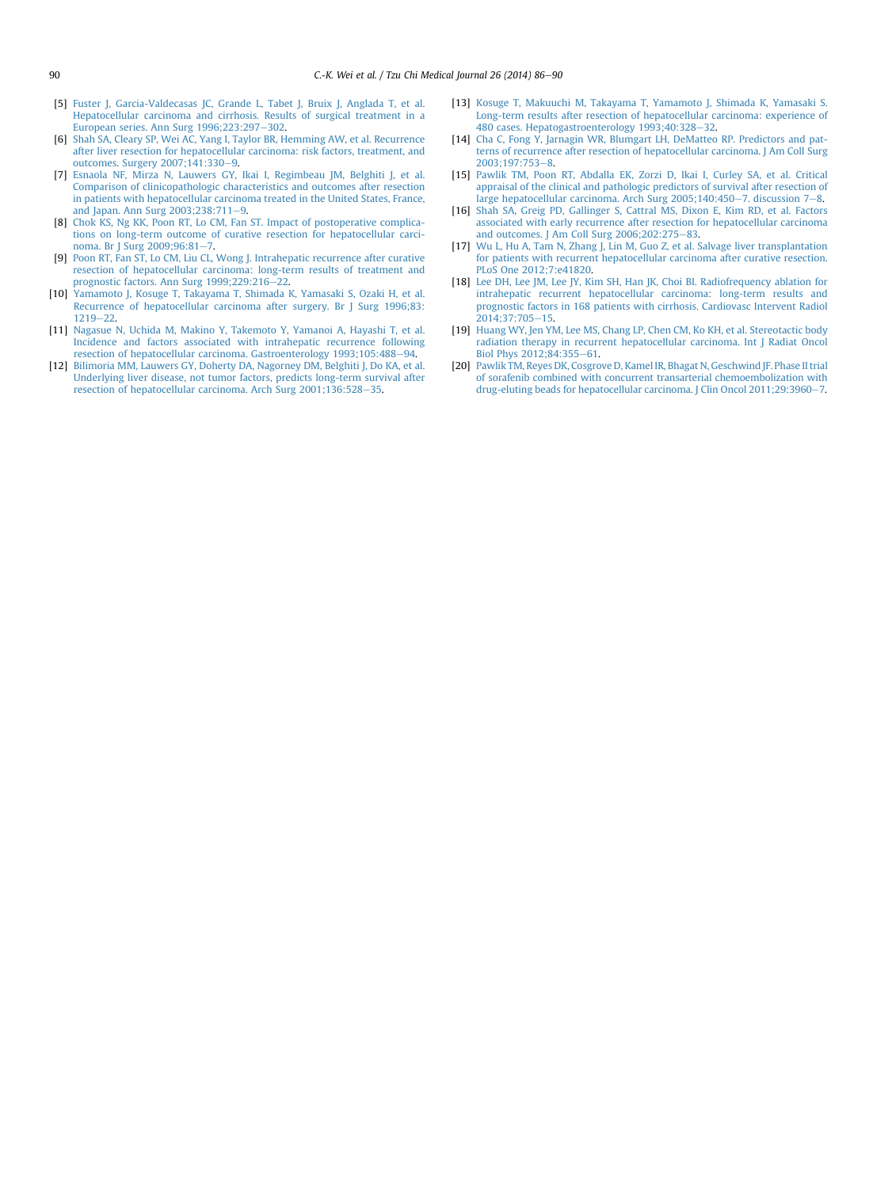[5] Fuster J, Garcia-Valdecasas JC, Grande L, Tabet J, Bruix J, Anglada T, et al. Hepatocellular carcinoma and cirrhosis. Results of surgical treatment in a European series. Ann Surg 1996;223:297–302.

[6] Shah SA, Cleary SP, Wei AC, Yang I, Taylor BR, Hemming AW, et al. Recurrence after liver resection for hepatocellular carcinoma: risk factors, treatment, and outcomes. Surgery 2007;141:330–9.

[7] Esnaola NF, Mirza N, Lauwers GY, Ikai I, Regimbeau JM, Belghiti J, et al. Comparison of clinicopathologic characteristics and outcomes after resection in patients with hepatocellular carcinoma treated in the United States, France, and Japan. Ann Surg 2003;238:711–9.

[8] Chok KS, Ng KK, Poon RT, Lo CM, Fan ST. Impact of postoperative complications on long-term outcome of curative resection for hepatocellular carcinoma. Br J Surg 2009;96:81–7.

[9] Poon RT, Fan ST, Lo CM, Liu CL, Wong J. Intrahepatic recurrence after curative resection of hepatocellular carcinoma: long-term results of treatment and prognostic factors. Ann Surg 1999;229:216–22.

[10] Yamamoto J, Kosuge T, Takayama T, Shimada K, Yamasaki S, Ozaki H, et al. Recurrence of hepatocellular carcinoma after surgery. Br J Surg 1996;83:1219–22.

[11] Nagasue N, Uchida M, Makino Y, Takemoto Y, Yamanoi A, Hayashi T, et al. Incidence and factors associated with intrahepatic recurrence following resection of hepatocellular carcinoma. Gastroenterology 1993;105:488–94.

[12] Bilimoria MM, Lauwers GY, Doherty DA, Nagorney DM, Belghiti J, Do KA, et al. Underlying liver disease, not tumor factors, predicts long-term survival after resection of hepatocellular carcinoma. Arch Surg 2001;136:528–35.

[13] Kosuge T, Makuuchi M, Takayama T, Yamamoto J, Shimada K, Yamasaki S. Long-term results after resection of hepatocellular carcinoma: experience of 480 cases. Hepatogastroenterology 1993;40:328–32.

[14] Cha C, Fong Y, Jarnagin WR, Blumgart LH, DeMatteo RP. Predictors and patterns of recurrence after resection of hepatocellular carcinoma. J Am Coll Surg 2003;197:753–8.

[15] Pawlik TM, Poon RT, Abdalla EK, Zorzi D, Ikai I, Curley SA, et al. Critical appraisal of the clinical and pathologic predictors of survival after resection of large hepatocellular carcinoma. Arch Surg 2005;140:450–7. discussion 7–8.

[16] Shah SA, Greig PD, Gallinger S, Cattral MS, Dixon E, Kim RD, et al. Factors associated with early recurrence after resection for hepatocellular carcinoma and outcomes. J Am Coll Surg 2006;202:275–83.

[17] Wu L, Hu A, Tam N, Zhang J, Lin M, Guo Z, et al. Salvage liver transplantation for patients with recurrent hepatocellular carcinoma after curative resection. PLoS One 2012;7:e41820.

[18] Lee DH, Lee JM, Lee JY, Kim SH, Han JK, Choi BI. Radiofrequency ablation for intrahepatic recurrent hepatocellular carcinoma: long-term results and prognostic factors in 168 patients with cirrhosis. Cardiovasc Intervent Radiol 2014;37:705–15.

[19] Huang WY, Jen YM, Lee MS, Chang LP, Chen CM, Ko KH, et al. Stereotactic body radiation therapy in recurrent hepatocellular carcinoma. Int J Radiat Oncol Biol Phys 2012;84:355–61.

[20] Pawlik TM, Reyes DK, Cosgrove D, Kamel IR, Bhagat N, Geschwind JF. Phase II trial of sorafenib combined with concurrent transarterial chemoembolization with drug-eluting beads for hepatocellular carcinoma. J Clin Oncol 2011;29:3960–7.